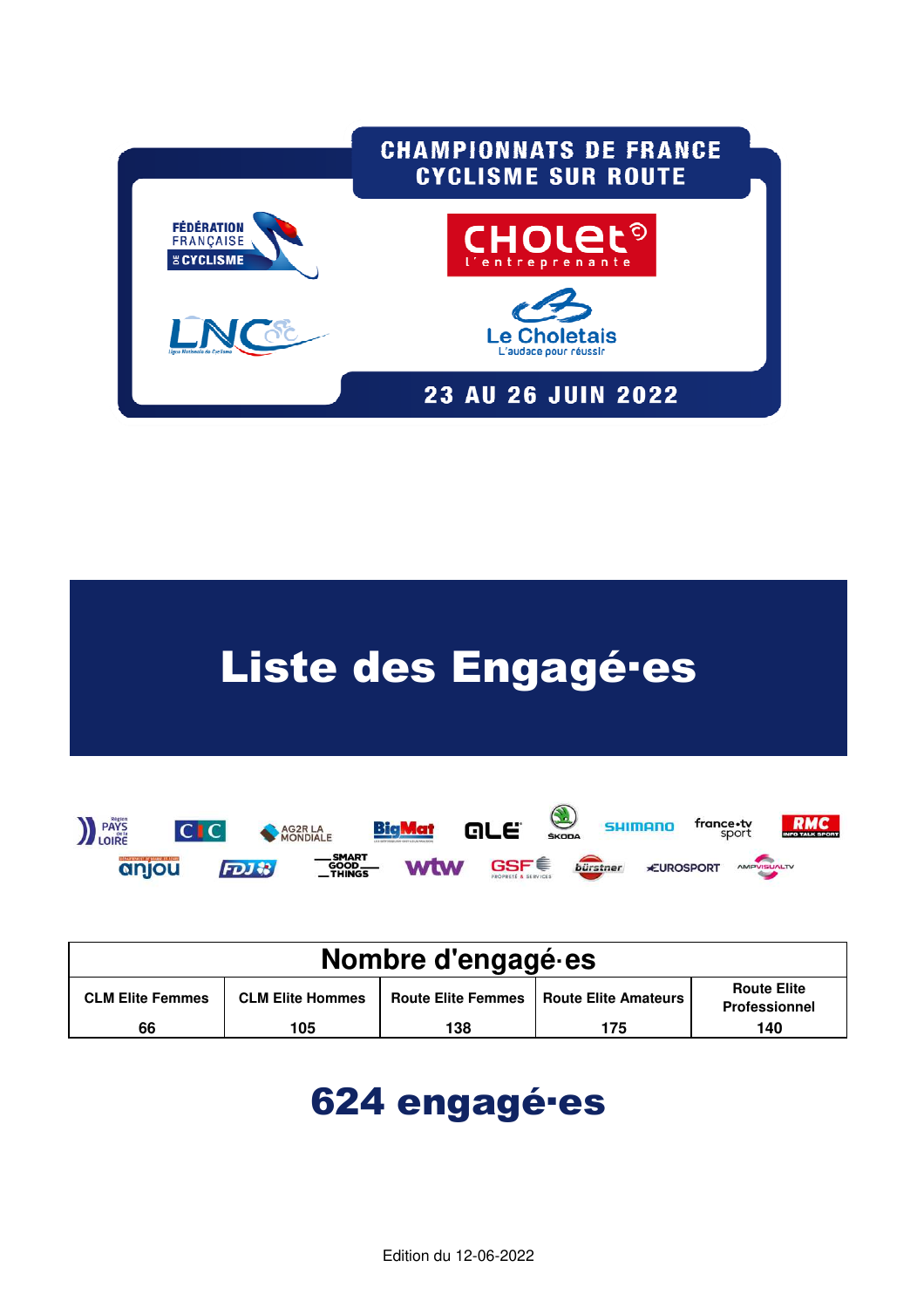CHAMPIONNATS DE FRANCE
CYCLISME SUR ROUTE

23 AU 26 JUIN 2022

# Liste des Engagé·es

| Nombre d'engagé·es | | | | |
|---|---|---|---|---|
| CLM Elite Femmes | CLM Elite Hommes | Route Elite Femmes | Route Elite Amateurs | Route Elite Professionnel |
| 66 | 105 | 138 | 175 | 140 |

## 624 engagé·es

Edition du 12-06-2022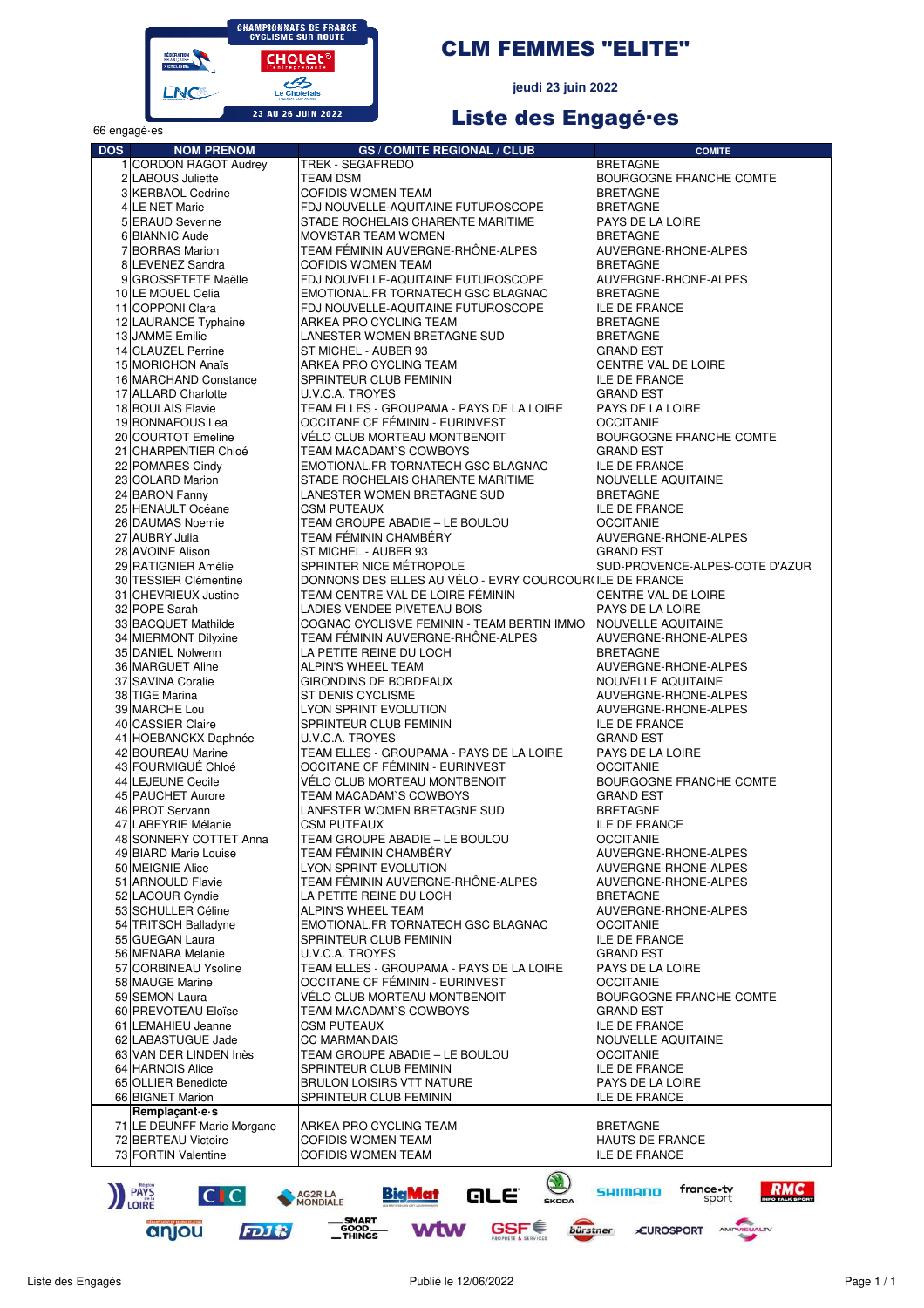# CLM FEMMES "ELITE"

**jeudi 23 juin 2022**

## Liste des Engagé·es

66 engagé·es

| DOS | NOM PRENOM | GS / COMITE REGIONAL / CLUB | COMITE |
|---|---|---|---|
| 1 | CORDON RAGOT Audrey | TREK - SEGAFREDO | BRETAGNE |
| 2 | LABOUS Juliette | TEAM DSM | BOURGOGNE FRANCHE COMTE |
| 3 | KERBAOL Cedrine | COFIDIS WOMEN TEAM | BRETAGNE |
| 4 | LE NET Marie | FDJ NOUVELLE-AQUITAINE FUTUROSCOPE | BRETAGNE |
| 5 | ERAUD Severine | STADE ROCHELAIS CHARENTE MARITIME | PAYS DE LA LOIRE |
| 6 | BIANNIC Aude | MOVISTAR TEAM WOMEN | BRETAGNE |
| 7 | BORRAS Marion | TEAM FÉMININ AUVERGNE-RHÔNE-ALPES | AUVERGNE-RHONE-ALPES |
| 8 | LEVENEZ Sandra | COFIDIS WOMEN TEAM | BRETAGNE |
| 9 | GROSSETETE Maëlle | FDJ NOUVELLE-AQUITAINE FUTUROSCOPE | AUVERGNE-RHONE-ALPES |
| 10 | LE MOUEL Celia | EMOTIONAL.FR TORNATECH GSC BLAGNAC | BRETAGNE |
| 11 | COPPONI Clara | FDJ NOUVELLE-AQUITAINE FUTUROSCOPE | ILE DE FRANCE |
| 12 | LAURANCE Typhaine | ARKEA PRO CYCLING TEAM | BRETAGNE |
| 13 | JAMME Emilie | LANESTER WOMEN BRETAGNE SUD | BRETAGNE |
| 14 | CLAUZEL Perrine | ST MICHEL - AUBER 93 | GRAND EST |
| 15 | MORICHON Anaïs | ARKEA PRO CYCLING TEAM | CENTRE VAL DE LOIRE |
| 16 | MARCHAND Constance | SPRINTEUR CLUB FEMININ | ILE DE FRANCE |
| 17 | ALLARD Charlotte | U.V.C.A. TROYES | GRAND EST |
| 18 | BOULAIS Flavie | TEAM ELLES - GROUPAMA - PAYS DE LA LOIRE | PAYS DE LA LOIRE |
| 19 | BONNAFOUS Lea | OCCITANE CF FÉMININ - EURINVEST | OCCITANIE |
| 20 | COURTOT Emeline | VÉLO CLUB MORTEAU MONTBENOIT | BOURGOGNE FRANCHE COMTE |
| 21 | CHARPENTIER Chloé | TEAM MACADAM`S COWBOYS | GRAND EST |
| 22 | POMARES Cindy | EMOTIONAL.FR TORNATECH GSC BLAGNAC | ILE DE FRANCE |
| 23 | COLARD Marion | STADE ROCHELAIS CHARENTE MARITIME | NOUVELLE AQUITAINE |
| 24 | BARON Fanny | LANESTER WOMEN BRETAGNE SUD | BRETAGNE |
| 25 | HENAULT Océane | CSM PUTEAUX | ILE DE FRANCE |
| 26 | DAUMAS Noemie | TEAM GROUPE ABADIE – LE BOULOU | OCCITANIE |
| 27 | AUBRY Julia | TEAM FÉMININ CHAMBÉRY | AUVERGNE-RHONE-ALPES |
| 28 | AVOINE Alison | ST MICHEL - AUBER 93 | GRAND EST |
| 29 | RATIGNIER Amélie | SPRINTER NICE MÉTROPOLE | SUD-PROVENCE-ALPES-COTE D'AZUR |
| 30 | TESSIER Clémentine | DONNONS DES ELLES AU VÉLO - EVRY COURCOUR | ILE DE FRANCE |
| 31 | CHEVRIEUX Justine | TEAM CENTRE VAL DE LOIRE FÉMININ | CENTRE VAL DE LOIRE |
| 32 | POPE Sarah | LADIES VENDEE PIVETEAU BOIS | PAYS DE LA LOIRE |
| 33 | BACQUET Mathilde | COGNAC CYCLISME FEMININ - TEAM BERTIN IMMO | NOUVELLE AQUITAINE |
| 34 | MIERMONT Dilyxine | TEAM FÉMININ AUVERGNE-RHÔNE-ALPES | AUVERGNE-RHONE-ALPES |
| 35 | DANIEL Nolwenn | LA PETITE REINE DU LOCH | BRETAGNE |
| 36 | MARGUET Aline | ALPIN'S WHEEL TEAM | AUVERGNE-RHONE-ALPES |
| 37 | SAVINA Coralie | GIRONDINS DE BORDEAUX | NOUVELLE AQUITAINE |
| 38 | TIGE Marina | ST DENIS CYCLISME | AUVERGNE-RHONE-ALPES |
| 39 | MARCHE Lou | LYON SPRINT EVOLUTION | AUVERGNE-RHONE-ALPES |
| 40 | CASSIER Claire | SPRINTEUR CLUB FEMININ | ILE DE FRANCE |
| 41 | HOEBANCKX Daphnée | U.V.C.A. TROYES | GRAND EST |
| 42 | BOUREAU Marine | TEAM ELLES - GROUPAMA - PAYS DE LA LOIRE | PAYS DE LA LOIRE |
| 43 | FOURMIGUÉ Chloé | OCCITANE CF FÉMININ - EURINVEST | OCCITANIE |
| 44 | LEJEUNE Cecile | VÉLO CLUB MORTEAU MONTBENOIT | BOURGOGNE FRANCHE COMTE |
| 45 | PAUCHET Aurore | TEAM MACADAM`S COWBOYS | GRAND EST |
| 46 | PROT Servann | LANESTER WOMEN BRETAGNE SUD | BRETAGNE |
| 47 | LABEYRIE Mélanie | CSM PUTEAUX | ILE DE FRANCE |
| 48 | SONNERY COTTET Anna | TEAM GROUPE ABADIE – LE BOULOU | OCCITANIE |
| 49 | BIARD Marie Louise | TEAM FÉMININ CHAMBÉRY | AUVERGNE-RHONE-ALPES |
| 50 | MEIGNIE Alice | LYON SPRINT EVOLUTION | AUVERGNE-RHONE-ALPES |
| 51 | ARNOULD Flavie | TEAM FÉMININ AUVERGNE-RHÔNE-ALPES | AUVERGNE-RHONE-ALPES |
| 52 | LACOUR Cyndie | LA PETITE REINE DU LOCH | BRETAGNE |
| 53 | SCHULLER Céline | ALPIN'S WHEEL TEAM | AUVERGNE-RHONE-ALPES |
| 54 | TRITSCH Balladyne | EMOTIONAL.FR TORNATECH GSC BLAGNAC | OCCITANIE |
| 55 | GUEGAN Laura | SPRINTEUR CLUB FEMININ | ILE DE FRANCE |
| 56 | MENARA Melanie | U.V.C.A. TROYES | GRAND EST |
| 57 | CORBINEAU Ysoline | TEAM ELLES - GROUPAMA - PAYS DE LA LOIRE | PAYS DE LA LOIRE |
| 58 | MAUGE Marine | OCCITANE CF FÉMININ - EURINVEST | OCCITANIE |
| 59 | SEMON Laura | VÉLO CLUB MORTEAU MONTBENOIT | BOURGOGNE FRANCHE COMTE |
| 60 | PREVOTEAU Eloïse | TEAM MACADAM`S COWBOYS | GRAND EST |
| 61 | LEMAHIEU Jeanne | CSM PUTEAUX | ILE DE FRANCE |
| 62 | LABASTUGUE Jade | CC MARMANDAIS | NOUVELLE AQUITAINE |
| 63 | VAN DER LINDEN Inès | TEAM GROUPE ABADIE – LE BOULOU | OCCITANIE |
| 64 | HARNOIS Alice | SPRINTEUR CLUB FEMININ | ILE DE FRANCE |
| 65 | OLLIER Benedicte | BRULON LOISIRS VTT NATURE | PAYS DE LA LOIRE |
| 66 | BIGNET Marion | SPRINTEUR CLUB FEMININ | ILE DE FRANCE |
| | **Remplaçant·e·s** | | |
| 71 | LE DEUNFF Marie Morgane | ARKEA PRO CYCLING TEAM | BRETAGNE |
| 72 | BERTEAU Victoire | COFIDIS WOMEN TEAM | HAUTS DE FRANCE |
| 73 | FORTIN Valentine | COFIDIS WOMEN TEAM | ILE DE FRANCE |

Liste des Engagés — Publié le 12/06/2022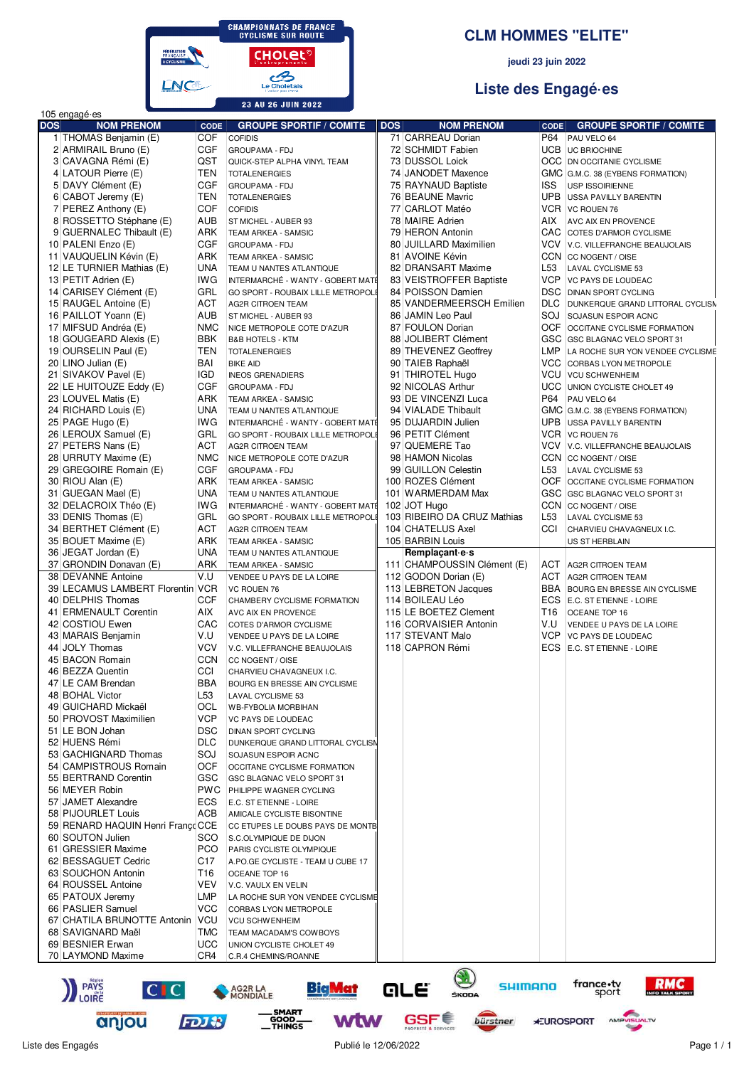CHAMPIONNATS DE FRANCE CYCLISME SUR ROUTE

23 AU 26 JUIN 2022

# CLM HOMMES "ELITE"

jeudi 23 juin 2022

## Liste des Engagé·es

105 engagé·es

| DOS | NOM PRENOM | CODE | GROUPE SPORTIF / COMITE |
|---|---|---|---|
| 1 | THOMAS Benjamin (E) | COF | COFIDIS |
| 2 | ARMIRAIL Bruno (E) | CGF | GROUPAMA - FDJ |
| 3 | CAVAGNA Rémi (E) | QST | QUICK-STEP ALPHA VINYL TEAM |
| 4 | LATOUR Pierre (E) | TEN | TOTALENERGIES |
| 5 | DAVY Clément (E) | CGF | GROUPAMA - FDJ |
| 6 | CABOT Jeremy (E) | TEN | TOTALENERGIES |
| 7 | PEREZ Anthony (E) | COF | COFIDIS |
| 8 | ROSSETTO Stéphane (E) | AUB | ST MICHEL - AUBER 93 |
| 9 | GUERNALEC Thibault (E) | ARK | TEAM ARKEA - SAMSIC |
| 10 | PALENI Enzo (E) | CGF | GROUPAMA - FDJ |
| 11 | VAUQUELIN Kévin (E) | ARK | TEAM ARKEA - SAMSIC |
| 12 | LE TURNIER Mathias (E) | UNA | TEAM U NANTES ATLANTIQUE |
| 13 | PETIT Adrien (E) | IWG | INTERMARCHÉ - WANTY - GOBERT MATE |
| 14 | CARISEY Clément (E) | GRL | GO SPORT - ROUBAIX LILLE METROPOLE |
| 15 | RAUGEL Antoine (E) | ACT | AG2R CITROEN TEAM |
| 16 | PAILLOT Yoann (E) | AUB | ST MICHEL - AUBER 93 |
| 17 | MIFSUD Andréa (E) | NMC | NICE METROPOLE COTE D'AZUR |
| 18 | GOUGEARD Alexis (E) | BBK | B&B HOTELS - KTM |
| 19 | OURSELIN Paul (E) | TEN | TOTALENERGIES |
| 20 | LINO Julian (E) | BAI | BIKE AID |
| 21 | SIVAKOV Pavel (E) | IGD | INEOS GRENADIERS |
| 22 | LE HUITOUZE Eddy (E) | CGF | GROUPAMA - FDJ |
| 23 | LOUVEL Matis (E) | ARK | TEAM ARKEA - SAMSIC |
| 24 | RICHARD Louis (E) | UNA | TEAM U NANTES ATLANTIQUE |
| 25 | PAGE Hugo (E) | IWG | INTERMARCHÉ - WANTY - GOBERT MATE |
| 26 | LEROUX Samuel (E) | GRL | GO SPORT - ROUBAIX LILLE METROPOLE |
| 27 | PETERS Nans (E) | ACT | AG2R CITROEN TEAM |
| 28 | URRUTY Maxime (E) | NMC | NICE METROPOLE COTE D'AZUR |
| 29 | GREGOIRE Romain (E) | CGF | GROUPAMA - FDJ |
| 30 | RIOU Alan (E) | ARK | TEAM ARKEA - SAMSIC |
| 31 | GUEGAN Mael (E) | UNA | TEAM U NANTES ATLANTIQUE |
| 32 | DELACROIX Théo (E) | IWG | INTERMARCHÉ - WANTY - GOBERT MATE |
| 33 | DENIS Thomas (E) | GRL | GO SPORT - ROUBAIX LILLE METROPOLE |
| 34 | BERTHET Clément (E) | ACT | AG2R CITROEN TEAM |
| 35 | BOUET Maxime (E) | ARK | TEAM ARKEA - SAMSIC |
| 36 | JEGAT Jordan (E) | UNA | TEAM U NANTES ATLANTIQUE |
| 37 | GRONDIN Donavan (E) | ARK | TEAM ARKEA - SAMSIC |
| 38 | DEVANNE Antoine | V.U | VENDEE U PAYS DE LA LOIRE |
| 39 | LECAMUS LAMBERT Florentin | VCR | VC ROUEN 76 |
| 40 | DELPHIS Thomas | CCF | CHAMBERY CYCLISME FORMATION |
| 41 | ERMENAULT Corentin | AIX | AVC AIX EN PROVENCE |
| 42 | COSTIOU Ewen | CAC | COTES D'ARMOR CYCLISME |
| 43 | MARAIS Benjamin | V.U | VENDEE U PAYS DE LA LOIRE |
| 44 | JOLY Thomas | VCV | V.C. VILLEFRANCHE BEAUJOLAIS |
| 45 | BACON Romain | CCN | CC NOGENT / OISE |
| 46 | BEZZA Quentin | CCI | CHARVIEU CHAVAGNEUX I.C. |
| 47 | LE CAM Brendan | BBA | BOURG EN BRESSE AIN CYCLISME |
| 48 | BOHAL Victor | L53 | LAVAL CYCLISME 53 |
| 49 | GUICHARD Mickaël | OCL | WB-FYBOLIA MORBIHAN |
| 50 | PROVOST Maximilien | VCP | VC PAYS DE LOUDEAC |
| 51 | LE BON Johan | DSC | DINAN SPORT CYCLING |
| 52 | HUENS Rémi | DLC | DUNKERQUE GRAND LITTORAL CYCLISM |
| 53 | GACHIGNARD Thomas | SOJ | SOJASUN ESPOIR ACNC |
| 54 | CAMPISTROUS Romain | OCF | OCCITANE CYCLISME FORMATION |
| 55 | BERTRAND Corentin | GSC | GSC BLAGNAC VELO SPORT 31 |
| 56 | MEYER Robin | PWC | PHILIPPE WAGNER CYCLING |
| 57 | JAMET Alexandre | ECS | E.C. ST ETIENNE - LOIRE |
| 58 | PIJOURLET Louis | ACB | AMICALE CYCLISTE BISONTINE |
| 59 | RENARD HAQUIN Henri Franço | CCE | CC ETUPES LE DOUBS PAYS DE MONTB |
| 60 | SOUTON Julien | SCO | S.C.OLYMPIQUE DE DIJON |
| 61 | GRESSIER Maxime | PCO | PARIS CYCLISTE OLYMPIQUE |
| 62 | BESSAGUET Cedric | C17 | A.PO.GE CYCLISTE - TEAM U CUBE 17 |
| 63 | SOUCHON Antonin | T16 | OCEANE TOP 16 |
| 64 | ROUSSEL Antoine | VEV | V.C. VAULX EN VELIN |
| 65 | PATOUX Jeremy | LMP | LA ROCHE SUR YON VENDEE CYCLISME |
| 66 | PASLIER Samuel | VCC | CORBAS LYON METROPOLE |
| 67 | CHATILA BRUNOTTE Antonin | VCU | VCU SCHWENHEIM |
| 68 | SAVIGNARD Maël | TMC | TEAM MACADAM'S COWBOYS |
| 69 | BESNIER Erwan | UCC | UNION CYCLISTE CHOLET 49 |
| 70 | LAYMOND Maxime | CR4 | C.R.4 CHEMINS/ROANNE |
| 71 | CARREAU Dorian | P64 | PAU VELO 64 |
| 72 | SCHMIDT Fabien | UCB | UC BRIOCHINE |
| 73 | DUSSOL Loick | OCC | DN OCCITANIE CYCLISME |
| 74 | JANODET Maxence | GMC | G.M.C. 38 (EYBENS FORMATION) |
| 75 | RAYNAUD Baptiste | ISS | USP ISSOIRIENNE |
| 76 | BEAUNE Mavric | UPB | USSA PAVILLY BARENTIN |
| 77 | CARLOT Matéo | VCR | VC ROUEN 76 |
| 78 | MAIRE Adrien | AIX | AVC AIX EN PROVENCE |
| 79 | HERON Antonin | CAC | COTES D'ARMOR CYCLISME |
| 80 | JUILLARD Maximilien | VCV | V.C. VILLEFRANCHE BEAUJOLAIS |
| 81 | AVOINE Kévin | CCN | CC NOGENT / OISE |
| 82 | DRANSART Maxime | L53 | LAVAL CYCLISME 53 |
| 83 | VEISTROFFER Baptiste | VCP | VC PAYS DE LOUDEAC |
| 84 | POISSON Damien | DSC | DINAN SPORT CYCLING |
| 85 | VANDERMEERSCH Emilien | DLC | DUNKERQUE GRAND LITTORAL CYCLISM |
| 86 | JAMIN Leo Paul | SOJ | SOJASUN ESPOIR ACNC |
| 87 | FOULON Dorian | OCF | OCCITANE CYCLISME FORMATION |
| 88 | JOLIBERT Clément | GSC | GSC BLAGNAC VELO SPORT 31 |
| 89 | THEVENEZ Geoffrey | LMP | LA ROCHE SUR YON VENDEE CYCLISME |
| 90 | TAIEB Raphaël | VCC | CORBAS LYON METROPOLE |
| 91 | THIROTEL Hugo | VCU | VCU SCHWENHEIM |
| 92 | NICOLAS Arthur | UCC | UNION CYCLISTE CHOLET 49 |
| 93 | DE VINCENZI Luca | P64 | PAU VELO 64 |
| 94 | VIALADE Thibault | GMC | G.M.C. 38 (EYBENS FORMATION) |
| 95 | DUJARDIN Julien | UPB | USSA PAVILLY BARENTIN |
| 96 | PETIT Clément | VCR | VC ROUEN 76 |
| 97 | QUEMERE Tao | VCV | V.C. VILLEFRANCHE BEAUJOLAIS |
| 98 | HAMON Nicolas | CCN | CC NOGENT / OISE |
| 99 | GUILLON Celestin | L53 | LAVAL CYCLISME 53 |
| 100 | ROZES Clément | OCF | OCCITANE CYCLISME FORMATION |
| 101 | WARMERDAM Max | GSC | GSC BLAGNAC VELO SPORT 31 |
| 102 | JOT Hugo | CCN | CC NOGENT / OISE |
| 103 | RIBEIRO DA CRUZ Mathias | L53 | LAVAL CYCLISME 53 |
| 104 | CHATELUS Axel | CCI | CHARVIEU CHAVAGNEUX I.C. |
| 105 | BARBIN Louis | | US ST HERBLAIN |
| | **Remplaçant·e·s** | | |
| 111 | CHAMPOUSSIN Clément (E) | ACT | AG2R CITROEN TEAM |
| 112 | GODON Dorian (E) | ACT | AG2R CITROEN TEAM |
| 113 | LEBRETON Jacques | BBA | BOURG EN BRESSE AIN CYCLISME |
| 114 | BOILEAU Léo | ECS | E.C. ST ETIENNE - LOIRE |
| 115 | LE BOETEZ Clement | T16 | OCEANE TOP 16 |
| 116 | CORVAISIER Antonin | V.U | VENDEE U PAYS DE LA LOIRE |
| 117 | STEVANT Malo | VCP | VC PAYS DE LOUDEAC |
| 118 | CAPRON Rémi | ECS | E.C. ST ETIENNE - LOIRE |

Liste des Engagés — Publié le 12/06/2022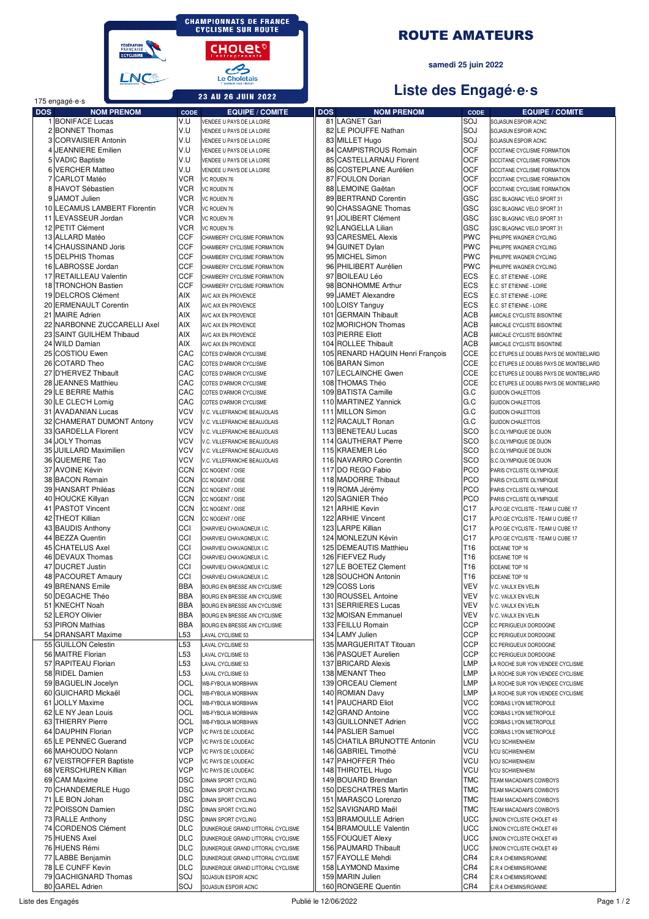CHAMPIONNATS DE FRANCE CYCLISME SUR ROUTE

CHOLET

23 AU 26 JUIN 2022

# ROUTE AMATEURS

**samedi 25 juin 2022**

## Liste des Engagé·e·s

175 engagé·e·s

| DOS | NOM PRENOM | CODE | EQUIPE / COMITE |
|---|---|---|---|
| 1 | BONIFACE Lucas | V.U | VENDEE U PAYS DE LA LOIRE |
| 2 | BONNET Thomas | V.U | VENDEE U PAYS DE LA LOIRE |
| 3 | CORVAISIER Antonin | V.U | VENDEE U PAYS DE LA LOIRE |
| 4 | JEANNIERE Emilien | V.U | VENDEE U PAYS DE LA LOIRE |
| 5 | VADIC Baptiste | V.U | VENDEE U PAYS DE LA LOIRE |
| 6 | VERCHER Matteo | V.U | VENDEE U PAYS DE LA LOIRE |
| 7 | CARLOT Matéo | VCR | VC ROUEN 76 |
| 8 | HAVOT Sébastien | VCR | VC ROUEN 76 |
| 9 | JAMOT Julien | VCR | VC ROUEN 76 |
| 10 | LECAMUS LAMBERT Florentin | VCR | VC ROUEN 76 |
| 11 | LEVASSEUR Jordan | VCR | VC ROUEN 76 |
| 12 | PETIT Clément | VCR | VC ROUEN 76 |
| 13 | ALLARD Matéo | CCF | CHAMBERY CYCLISME FORMATION |
| 14 | CHAUSSINAND Joris | CCF | CHAMBERY CYCLISME FORMATION |
| 15 | DELPHIS Thomas | CCF | CHAMBERY CYCLISME FORMATION |
| 16 | LABROSSE Jordan | CCF | CHAMBERY CYCLISME FORMATION |
| 17 | RETAILLEAU Valentin | CCF | CHAMBERY CYCLISME FORMATION |
| 18 | TRONCHON Bastien | CCF | CHAMBERY CYCLISME FORMATION |
| 19 | DELCROS Clément | AIX | AVC AIX EN PROVENCE |
| 20 | ERMENAULT Corentin | AIX | AVC AIX EN PROVENCE |
| 21 | MAIRE Adrien | AIX | AVC AIX EN PROVENCE |
| 22 | NARBONNE ZUCCARELLI Axel | AIX | AVC AIX EN PROVENCE |
| 23 | SAINT GUILHEM Thibaud | AIX | AVC AIX EN PROVENCE |
| 24 | WILD Damian | AIX | AVC AIX EN PROVENCE |
| 25 | COSTIOU Ewen | CAC | COTES D'ARMOR CYCLISME |
| 26 | COTARD Theo | CAC | COTES D'ARMOR CYCLISME |
| 27 | D'HERVEZ Thibault | CAC | COTES D'ARMOR CYCLISME |
| 28 | JANSSENS Matthieu | CAC | COTES D'ARMOR CYCLISME |
| 29 | LE BERRE Mathis | CAC | COTES D'ARMOR CYCLISME |
| 30 | LE CLEC'H Lomig | CAC | COTES D'ARMOR CYCLISME |
| 31 | AVADANIAN Lucas | VCV | V.C. VILLEFRANCHE BEAUJOLAIS |
| 32 | CHAMERAT DUMONT Antony | VCV | V.C. VILLEFRANCHE BEAUJOLAIS |
| 33 | GARDELLA Florent | VCV | V.C. VILLEFRANCHE BEAUJOLAIS |
| 34 | JOLY Thomas | VCV | V.C. VILLEFRANCHE BEAUJOLAIS |
| 35 | JUILLARD Maximilien | VCV | V.C. VILLEFRANCHE BEAUJOLAIS |
| 36 | QUEMERE Tao | VCV | V.C. VILLEFRANCHE BEAUJOLAIS |
| 37 | AVOINE Kévin | CCN | CC NOGENT / OISE |
| 38 | BACON Romain | CCN | CC NOGENT / OISE |
| 39 | HANSART Philéas | CCN | CC NOGENT / OISE |
| 40 | HOUCKE Killyan | CCN | CC NOGENT / OISE |
| 41 | PASTOT Vincent | CCN | CC NOGENT / OISE |
| 42 | THEOT Killian | CCN | CC NOGENT / OISE |
| 43 | BAUDIS Anthony | CCI | CHARVIEU CHAVAGNEUX I.C. |
| 44 | BEZZA Quentin | CCI | CHARVIEU CHAVAGNEUX I.C. |
| 45 | CHATELUS Axel | CCI | CHARVIEU CHAVAGNEUX I.C. |
| 46 | DEVAUX Thomas | CCI | CHARVIEU CHAVAGNEUX I.C. |
| 47 | DUCRET Justin | CCI | CHARVIEU CHAVAGNEUX I.C. |
| 48 | PACOURET Amaury | CCI | CHARVIEU CHAVAGNEUX I.C. |
| 49 | BRENANS Emile | BBA | BOURG EN BRESSE AIN CYCLISME |
| 50 | DEGACHE Théo | BBA | BOURG EN BRESSE AIN CYCLISME |
| 51 | KNECHT Noah | BBA | BOURG EN BRESSE AIN CYCLISME |
| 52 | LEROY Olivier | BBA | BOURG EN BRESSE AIN CYCLISME |
| 53 | PIRON Mathias | BBA | BOURG EN BRESSE AIN CYCLISME |
| 54 | DRANSART Maxime | L53 | LAVAL CYCLISME 53 |
| 55 | GUILLON Celestin | L53 | LAVAL CYCLISME 53 |
| 56 | MAITRE Florian | L53 | LAVAL CYCLISME 53 |
| 57 | RAPITEAU Florian | L53 | LAVAL CYCLISME 53 |
| 58 | RIDEL Damien | L53 | LAVAL CYCLISME 53 |
| 59 | BAGUELIN Jocelyn | OCL | WB-FYBOLIA MORBIHAN |
| 60 | GUICHARD Mickaël | OCL | WB-FYBOLIA MORBIHAN |
| 61 | JOLLY Maxime | OCL | WB-FYBOLIA MORBIHAN |
| 62 | LE NY Jean Louis | OCL | WB-FYBOLIA MORBIHAN |
| 63 | THIERRY Pierre | OCL | WB-FYBOLIA MORBIHAN |
| 64 | DAUPHIN Florian | VCP | VC PAYS DE LOUDEAC |
| 65 | LE PENNEC Guerand | VCP | VC PAYS DE LOUDEAC |
| 66 | MAHOUDO Nolann | VCP | VC PAYS DE LOUDEAC |
| 67 | VEISTROFFER Baptiste | VCP | VC PAYS DE LOUDEAC |
| 68 | VERSCHUREN Killian | VCP | VC PAYS DE LOUDEAC |
| 69 | CAM Maxime | DSC | DINAN SPORT CYCLING |
| 70 | CHANDEMERLE Hugo | DSC | DINAN SPORT CYCLING |
| 71 | LE BON Johan | DSC | DINAN SPORT CYCLING |
| 72 | POISSON Damien | DSC | DINAN SPORT CYCLING |
| 73 | RALLE Anthony | DSC | DINAN SPORT CYCLING |
| 74 | CORDENOS Clément | DLC | DUNKERQUE GRAND LITTORAL CYCLISME |
| 75 | HUENS Axel | DLC | DUNKERQUE GRAND LITTORAL CYCLISME |
| 76 | HUENS Rémi | DLC | DUNKERQUE GRAND LITTORAL CYCLISME |
| 77 | LABBE Benjamin | DLC | DUNKERQUE GRAND LITTORAL CYCLISME |
| 78 | LE CUNFF Kevin | DLC | DUNKERQUE GRAND LITTORAL CYCLISME |
| 79 | GACHIGNARD Thomas | SOJ | SOJASUN ESPOIR ACNC |
| 80 | GAREL Adrien | SOJ | SOJASUN ESPOIR ACNC |
| 81 | LAGNET Gari | SOJ | SOJASUN ESPOIR ACNC |
| 82 | LE PIOUFFE Nathan | SOJ | SOJASUN ESPOIR ACNC |
| 83 | MILLET Hugo | SOJ | SOJASUN ESPOIR ACNC |
| 84 | CAMPISTROUS Romain | OCF | OCCITANE CYCLISME FORMATION |
| 85 | CASTELLARNAU Florent | OCF | OCCITANE CYCLISME FORMATION |
| 86 | COSTEPLANE Aurélien | OCF | OCCITANE CYCLISME FORMATION |
| 87 | FOULON Dorian | OCF | OCCITANE CYCLISME FORMATION |
| 88 | LEMOINE Gaëtan | OCF | OCCITANE CYCLISME FORMATION |
| 89 | BERTRAND Corentin | GSC | GSC BLAGNAC VELO SPORT 31 |
| 90 | CHASSAGNE Thomas | GSC | GSC BLAGNAC VELO SPORT 31 |
| 91 | JOLIBERT Clément | GSC | GSC BLAGNAC VELO SPORT 31 |
| 92 | LANGELLA Lilian | GSC | GSC BLAGNAC VELO SPORT 31 |
| 93 | CARESMEL Alexis | PWC | PHILIPPE WAGNER CYCLING |
| 94 | GUINET Dylan | PWC | PHILIPPE WAGNER CYCLING |
| 95 | MICHEL Simon | PWC | PHILIPPE WAGNER CYCLING |
| 96 | PHILIBERT Aurélien | PWC | PHILIPPE WAGNER CYCLING |
| 97 | BOILEAU Léo | ECS | E.C. ST ETIENNE - LOIRE |
| 98 | BONHOMME Arthur | ECS | E.C. ST ETIENNE - LOIRE |
| 99 | JAMET Alexandre | ECS | E.C. ST ETIENNE - LOIRE |
| 100 | LOISY Tanguy | ECS | E.C. ST ETIENNE - LOIRE |
| 101 | GERMAIN Thibault | ACB | AMICALE CYCLISTE BISONTINE |
| 102 | MORICHON Thomas | ACB | AMICALE CYCLISTE BISONTINE |
| 103 | PIERRE Eliott | ACB | AMICALE CYCLISTE BISONTINE |
| 104 | ROLLEE Thibault | ACB | AMICALE CYCLISTE BISONTINE |
| 105 | RENARD HAQUIN Henri François | CCE | CC ETUPES LE DOUBS PAYS DE MONTBELIARD |
| 106 | BARAN Simon | CCE | CC ETUPES LE DOUBS PAYS DE MONTBELIARD |
| 107 | LECLAINCHE Gwen | CCE | CC ETUPES LE DOUBS PAYS DE MONTBELIARD |
| 108 | THOMAS Théo | CCE | CC ETUPES LE DOUBS PAYS DE MONTBELIARD |
| 109 | BATISTA Camille | G.C | GUIDON CHALETTOIS |
| 110 | MARTINEZ Yannick | G.C | GUIDON CHALETTOIS |
| 111 | MILLON Simon | G.C | GUIDON CHALETTOIS |
| 112 | RACAULT Ronan | G.C | GUIDON CHALETTOIS |
| 113 | BENETEAU Lucas | SCO | S.C.OLYMPIQUE DE DIJON |
| 114 | GAUTHERAT Pierre | SCO | S.C.OLYMPIQUE DE DIJON |
| 115 | KRAEMER Léo | SCO | S.C.OLYMPIQUE DE DIJON |
| 116 | NAVARRO Corentin | SCO | S.C.OLYMPIQUE DE DIJON |
| 117 | DO REGO Fabio | PCO | PARIS CYCLISTE OLYMPIQUE |
| 118 | MADORRE Thibaut | PCO | PARIS CYCLISTE OLYMPIQUE |
| 119 | ROMA Jérémy | PCO | PARIS CYCLISTE OLYMPIQUE |
| 120 | SAGNIER Théo | PCO | PARIS CYCLISTE OLYMPIQUE |
| 121 | ARHIE Kevin | C17 | A.PO.GE CYCLISTE - TEAM U CUBE 17 |
| 122 | ARHIE Vincent | C17 | A.PO.GE CYCLISTE - TEAM U CUBE 17 |
| 123 | LARPE Killian | C17 | A.PO.GE CYCLISTE - TEAM U CUBE 17 |
| 124 | MONLEZUN Kévin | C17 | A.PO.GE CYCLISTE - TEAM U CUBE 17 |
| 125 | DEMEAUTIS Matthieu | T16 | OCEANE TOP 16 |
| 126 | FIEFVEZ Rudy | T16 | OCEANE TOP 16 |
| 127 | LE BOETEZ Clement | T16 | OCEANE TOP 16 |
| 128 | SOUCHON Antonin | T16 | OCEANE TOP 16 |
| 129 | COSS Loris | VEV | V.C. VAULX EN VELIN |
| 130 | ROUSSEL Antoine | VEV | V.C. VAULX EN VELIN |
| 131 | SERRIERES Lucas | VEV | V.C. VAULX EN VELIN |
| 132 | MOISAN Emmanuel | VEV | V.C. VAULX EN VELIN |
| 133 | FEILLU Romain | CCP | CC PERIGUEUX DORDOGNE |
| 134 | LAMY Julien | CCP | CC PERIGUEUX DORDOGNE |
| 135 | MARGUERITAT Titouan | CCP | CC PERIGUEUX DORDOGNE |
| 136 | PASQUET Aurelien | CCP | CC PERIGUEUX DORDOGNE |
| 137 | BRICARD Alexis | LMP | LA ROCHE SUR YON VENDEE CYCLISME |
| 138 | MENANT Theo | LMP | LA ROCHE SUR YON VENDEE CYCLISME |
| 139 | ORCEAU Clement | LMP | LA ROCHE SUR YON VENDEE CYCLISME |
| 140 | ROMIAN Davy | LMP | LA ROCHE SUR YON VENDEE CYCLISME |
| 141 | PAUCHARD Eliot | VCC | CORBAS LYON METROPOLE |
| 142 | GRAND Antoine | VCC | CORBAS LYON METROPOLE |
| 143 | GUILLONNET Adrien | VCC | CORBAS LYON METROPOLE |
| 144 | PASLIER Samuel | VCC | CORBAS LYON METROPOLE |
| 145 | CHATILA BRUNOTTE Antonin | VCU | VCU SCHWENHEIM |
| 146 | GABRIEL Timothé | VCU | VCU SCHWENHEIM |
| 147 | PAHOFFER Théo | VCU | VCU SCHWENHEIM |
| 148 | THIROTEL Hugo | VCU | VCU SCHWENHEIM |
| 149 | BOUARD Brendan | TMC | TEAM MACADAM'S COWBOYS |
| 150 | DESCHATRES Martin | TMC | TEAM MACADAM'S COWBOYS |
| 151 | MARASCO Lorenzo | TMC | TEAM MACADAM'S COWBOYS |
| 152 | SAVIGNARD Maël | TMC | TEAM MACADAM'S COWBOYS |
| 153 | BRAMOULLE Adrien | UCC | UNION CYCLISTE CHOLET 49 |
| 154 | BRAMOULLE Valentin | UCC | UNION CYCLISTE CHOLET 49 |
| 155 | FOUQUET Alexy | UCC | UNION CYCLISTE CHOLET 49 |
| 156 | PAUMARD Thibault | UCC | UNION CYCLISTE CHOLET 49 |
| 157 | FAYOLLE Mehdi | CR4 | C.R.4 CHEMINS/ROANNE |
| 158 | LAYMOND Maxime | CR4 | C.R.4 CHEMINS/ROANNE |
| 159 | MARIN Julien | CR4 | C.R.4 CHEMINS/ROANNE |
| 160 | RONGERE Quentin | CR4 | C.R.4 CHEMINS/ROANNE |

Liste des Engagés — Publié le 12/06/2022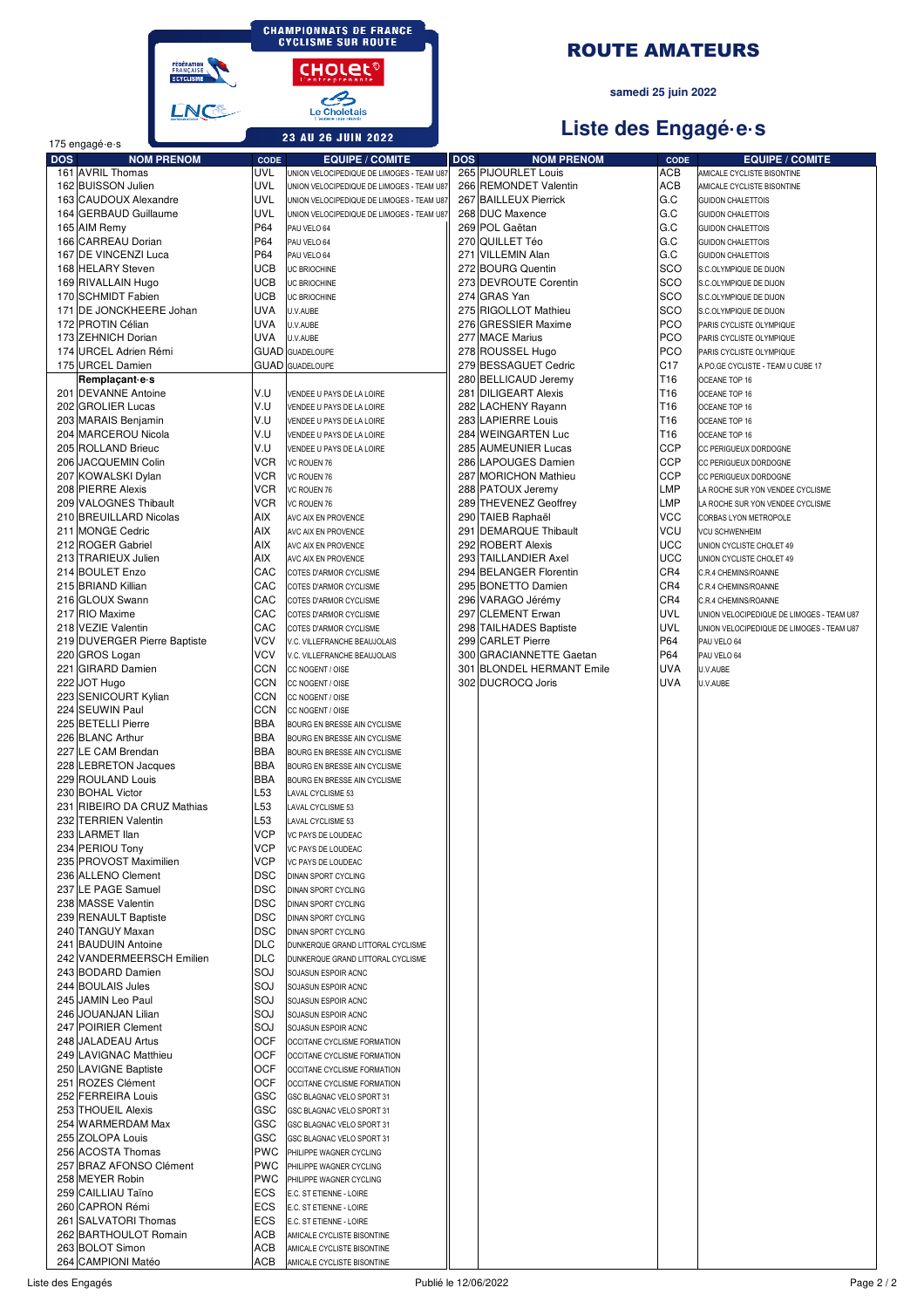CHAMPIONNATS DE FRANCE CYCLISME SUR ROUTE

23 AU 26 JUIN 2022

# ROUTE AMATEURS

**samedi 25 juin 2022**

## Liste des Engagé·e·s

175 engagé·e·s

| DOS | NOM PRENOM | CODE | EQUIPE / COMITE |
|---|---|---|---|
| 161 | AVRIL Thomas | UVL | UNION VELOCIPEDIQUE DE LIMOGES - TEAM U87 |
| 162 | BUISSON Julien | UVL | UNION VELOCIPEDIQUE DE LIMOGES - TEAM U87 |
| 163 | CAUDOUX Alexandre | UVL | UNION VELOCIPEDIQUE DE LIMOGES - TEAM U87 |
| 164 | GERBAUD Guillaume | UVL | UNION VELOCIPEDIQUE DE LIMOGES - TEAM U87 |
| 165 | AIM Remy | P64 | PAU VELO 64 |
| 166 | CARREAU Dorian | P64 | PAU VELO 64 |
| 167 | DE VINCENZI Luca | P64 | PAU VELO 64 |
| 168 | HELARY Steven | UCB | UC BRIOCHINE |
| 169 | RIVALLAIN Hugo | UCB | UC BRIOCHINE |
| 170 | SCHMIDT Fabien | UCB | UC BRIOCHINE |
| 171 | DE JONCKHEERE Johan | UVA | U.V.AUBE |
| 172 | PROTIN Célian | UVA | U.V.AUBE |
| 173 | ZEHNICH Dorian | UVA | U.V.AUBE |
| 174 | URCEL Adrien Rémi | GUAD | GUADELOUPE |
| 175 | URCEL Damien | GUAD | GUADELOUPE |
| | **Remplaçant·e·s** | | |
| 201 | DEVANNE Antoine | V.U | VENDEE U PAYS DE LA LOIRE |
| 202 | GROLIER Lucas | V.U | VENDEE U PAYS DE LA LOIRE |
| 203 | MARAIS Benjamin | V.U | VENDEE U PAYS DE LA LOIRE |
| 204 | MARCEROU Nicola | V.U | VENDEE U PAYS DE LA LOIRE |
| 205 | ROLLAND Brieuc | V.U | VENDEE U PAYS DE LA LOIRE |
| 206 | JACQUEMIN Colin | VCR | VC ROUEN 76 |
| 207 | KOWALSKI Dylan | VCR | VC ROUEN 76 |
| 208 | PIERRE Alexis | VCR | VC ROUEN 76 |
| 209 | VALOGNES Thibault | VCR | VC ROUEN 76 |
| 210 | BREUILLARD Nicolas | AIX | AVC AIX EN PROVENCE |
| 211 | MONGE Cedric | AIX | AVC AIX EN PROVENCE |
| 212 | ROGER Gabriel | AIX | AVC AIX EN PROVENCE |
| 213 | TRARIEUX Julien | AIX | AVC AIX EN PROVENCE |
| 214 | BOULET Enzo | CAC | COTES D'ARMOR CYCLISME |
| 215 | BRIAND Killian | CAC | COTES D'ARMOR CYCLISME |
| 216 | GLOUX Swann | CAC | COTES D'ARMOR CYCLISME |
| 217 | RIO Maxime | CAC | COTES D'ARMOR CYCLISME |
| 218 | VEZIE Valentin | CAC | COTES D'ARMOR CYCLISME |
| 219 | DUVERGER Pierre Baptiste | VCV | V.C. VILLEFRANCHE BEAUJOLAIS |
| 220 | GROS Logan | VCV | V.C. VILLEFRANCHE BEAUJOLAIS |
| 221 | GIRARD Damien | CCN | CC NOGENT / OISE |
| 222 | JOT Hugo | CCN | CC NOGENT / OISE |
| 223 | SENICOURT Kylian | CCN | CC NOGENT / OISE |
| 224 | SEUWIN Paul | CCN | CC NOGENT / OISE |
| 225 | BETELLI Pierre | BBA | BOURG EN BRESSE AIN CYCLISME |
| 226 | BLANC Arthur | BBA | BOURG EN BRESSE AIN CYCLISME |
| 227 | LE CAM Brendan | BBA | BOURG EN BRESSE AIN CYCLISME |
| 228 | LEBRETON Jacques | BBA | BOURG EN BRESSE AIN CYCLISME |
| 229 | ROULAND Louis | BBA | BOURG EN BRESSE AIN CYCLISME |
| 230 | BOHAL Victor | L53 | LAVAL CYCLISME 53 |
| 231 | RIBEIRO DA CRUZ Mathias | L53 | LAVAL CYCLISME 53 |
| 232 | TERRIEN Valentin | L53 | LAVAL CYCLISME 53 |
| 233 | LARMET Ilan | VCP | VC PAYS DE LOUDEAC |
| 234 | PERIOU Tony | VCP | VC PAYS DE LOUDEAC |
| 235 | PROVOST Maximilien | VCP | VC PAYS DE LOUDEAC |
| 236 | ALLENO Clement | DSC | DINAN SPORT CYCLING |
| 237 | LE PAGE Samuel | DSC | DINAN SPORT CYCLING |
| 238 | MASSE Valentin | DSC | DINAN SPORT CYCLING |
| 239 | RENAULT Baptiste | DSC | DINAN SPORT CYCLING |
| 240 | TANGUY Maxan | DSC | DINAN SPORT CYCLING |
| 241 | BAUDUIN Antoine | DLC | DUNKERQUE GRAND LITTORAL CYCLISME |
| 242 | VANDERMEERSCH Emilien | DLC | DUNKERQUE GRAND LITTORAL CYCLISME |
| 243 | BODARD Damien | SOJ | SOJASUN ESPOIR ACNC |
| 244 | BOULAIS Jules | SOJ | SOJASUN ESPOIR ACNC |
| 245 | JAMIN Leo Paul | SOJ | SOJASUN ESPOIR ACNC |
| 246 | JOUANJAN Lilian | SOJ | SOJASUN ESPOIR ACNC |
| 247 | POIRIER Clement | SOJ | SOJASUN ESPOIR ACNC |
| 248 | JALADEAU Artus | OCF | OCCITANE CYCLISME FORMATION |
| 249 | LAVIGNAC Matthieu | OCF | OCCITANE CYCLISME FORMATION |
| 250 | LAVIGNE Baptiste | OCF | OCCITANE CYCLISME FORMATION |
| 251 | ROZES Clément | OCF | OCCITANE CYCLISME FORMATION |
| 252 | FERREIRA Louis | GSC | GSC BLAGNAC VELO SPORT 31 |
| 253 | THOUEIL Alexis | GSC | GSC BLAGNAC VELO SPORT 31 |
| 254 | WARMERDAM Max | GSC | GSC BLAGNAC VELO SPORT 31 |
| 255 | ZOLOPA Louis | GSC | GSC BLAGNAC VELO SPORT 31 |
| 256 | ACOSTA Thomas | PWC | PHILIPPE WAGNER CYCLING |
| 257 | BRAZ AFONSO Clément | PWC | PHILIPPE WAGNER CYCLING |
| 258 | MEYER Robin | PWC | PHILIPPE WAGNER CYCLING |
| 259 | CAILLIAU Taïno | ECS | E.C. ST ETIENNE - LOIRE |
| 260 | CAPRON Rémi | ECS | E.C. ST ETIENNE - LOIRE |
| 261 | SALVATORI Thomas | ECS | E.C. ST ETIENNE - LOIRE |
| 262 | BARTHOULOT Romain | ACB | AMICALE CYCLISTE BISONTINE |
| 263 | BOLOT Simon | ACB | AMICALE CYCLISTE BISONTINE |
| 264 | CAMPIONI Matéo | ACB | AMICALE CYCLISTE BISONTINE |
| 265 | PIJOURLET Louis | ACB | AMICALE CYCLISTE BISONTINE |
| 266 | REMONDET Valentin | ACB | AMICALE CYCLISTE BISONTINE |
| 267 | BAILLEUX Pierrick | G.C | GUIDON CHALETTOIS |
| 268 | DUC Maxence | G.C | GUIDON CHALETTOIS |
| 269 | POL Gaëtan | G.C | GUIDON CHALETTOIS |
| 270 | QUILLET Téo | G.C | GUIDON CHALETTOIS |
| 271 | VILLEMIN Alan | G.C | GUIDON CHALETTOIS |
| 272 | BOURG Quentin | SCO | S.C.OLYMPIQUE DE DIJON |
| 273 | DEVROUTE Corentin | SCO | S.C.OLYMPIQUE DE DIJON |
| 274 | GRAS Yan | SCO | S.C.OLYMPIQUE DE DIJON |
| 275 | RIGOLLOT Mathieu | SCO | S.C.OLYMPIQUE DE DIJON |
| 276 | GRESSIER Maxime | PCO | PARIS CYCLISTE OLYMPIQUE |
| 277 | MACE Marius | PCO | PARIS CYCLISTE OLYMPIQUE |
| 278 | ROUSSEL Hugo | PCO | PARIS CYCLISTE OLYMPIQUE |
| 279 | BESSAGUET Cedric | C17 | A.PO.GE CYCLISTE - TEAM U CUBE 17 |
| 280 | BELLICAUD Jeremy | T16 | OCEANE TOP 16 |
| 281 | DILIGEART Alexis | T16 | OCEANE TOP 16 |
| 282 | LACHENY Rayann | T16 | OCEANE TOP 16 |
| 283 | LAPIERRE Louis | T16 | OCEANE TOP 16 |
| 284 | WEINGARTEN Luc | T16 | OCEANE TOP 16 |
| 285 | AUMEUNIER Lucas | CCP | CC PERIGUEUX DORDOGNE |
| 286 | LAPOUGES Damien | CCP | CC PERIGUEUX DORDOGNE |
| 287 | MORICHON Mathieu | CCP | CC PERIGUEUX DORDOGNE |
| 288 | PATOUX Jeremy | LMP | LA ROCHE SUR YON VENDEE CYCLISME |
| 289 | THEVENEZ Geoffrey | LMP | LA ROCHE SUR YON VENDEE CYCLISME |
| 290 | TAIEB Raphaël | VCC | CORBAS LYON METROPOLE |
| 291 | DEMARQUE Thibault | VCU | VCU SCHWENHEIM |
| 292 | ROBERT Alexis | UCC | UNION CYCLISTE CHOLET 49 |
| 293 | TAILLANDIER Axel | UCC | UNION CYCLISTE CHOLET 49 |
| 294 | BELANGER Florentin | CR4 | C.R.4 CHEMINS/ROANNE |
| 295 | BONETTO Damien | CR4 | C.R.4 CHEMINS/ROANNE |
| 296 | VARAGO Jérémy | CR4 | C.R.4 CHEMINS/ROANNE |
| 297 | CLEMENT Erwan | UVL | UNION VELOCIPEDIQUE DE LIMOGES - TEAM U87 |
| 298 | TAILHADES Baptiste | UVL | UNION VELOCIPEDIQUE DE LIMOGES - TEAM U87 |
| 299 | CARLET Pierre | P64 | PAU VELO 64 |
| 300 | GRACIANNETTE Gaetan | P64 | PAU VELO 64 |
| 301 | BLONDEL HERMANT Emile | UVA | U.V.AUBE |
| 302 | DUCROCQ Joris | UVA | U.V.AUBE |

Liste des Engagés — Publié le 12/06/2022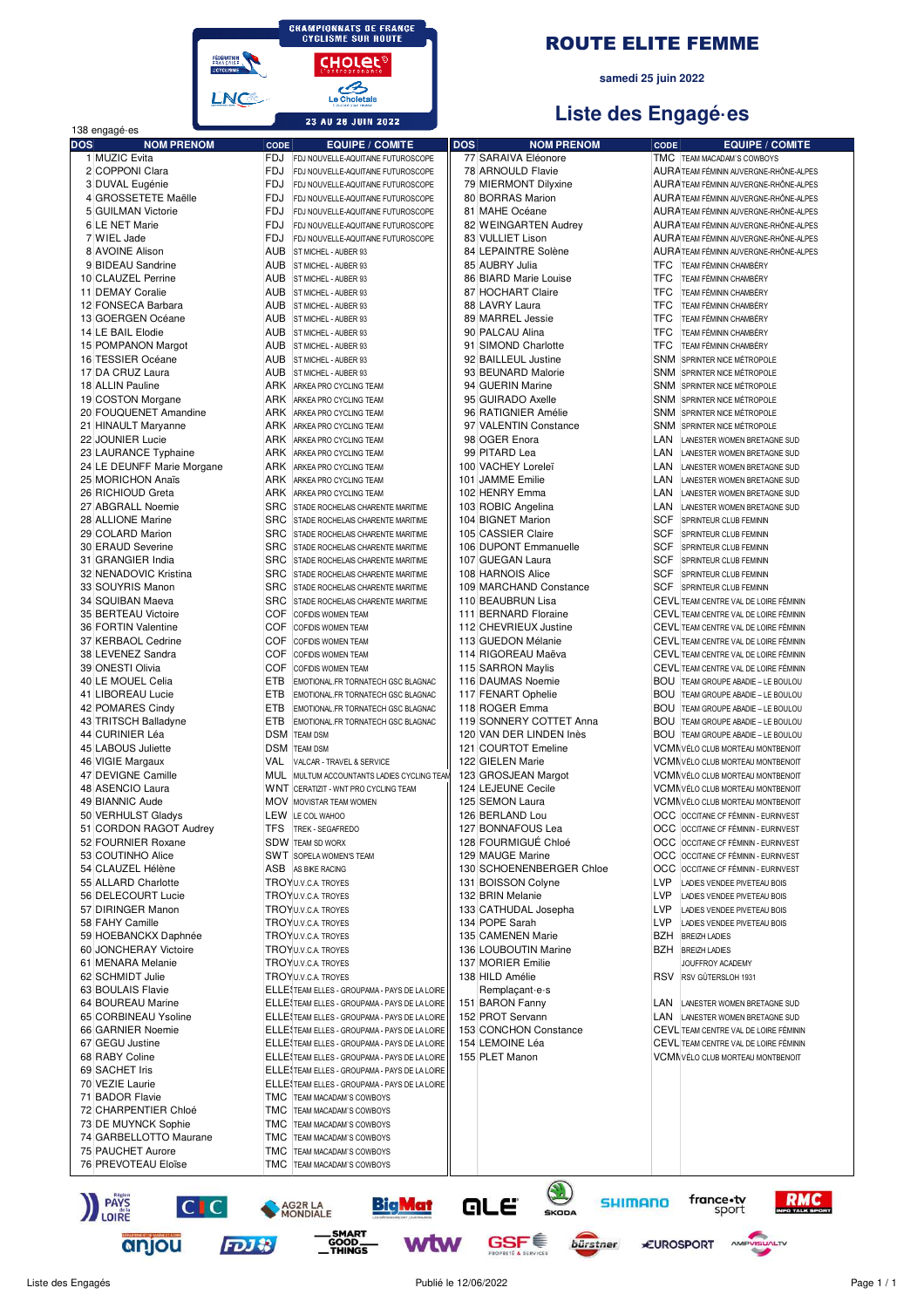CHAMPIONNATS DE FRANCE CYCLISME SUR ROUTE

23 AU 26 JUIN 2022

# ROUTE ELITE FEMME

samedi 25 juin 2022

## Liste des Engagé·es

138 engagé·es

| DOS | NOM PRENOM | CODE | EQUIPE / COMITE |
|---|---|---|---|
| 1 | MUZIC Evita | FDJ | FDJ NOUVELLE-AQUITAINE FUTUROSCOPE |
| 2 | COPPONI Clara | FDJ | FDJ NOUVELLE-AQUITAINE FUTUROSCOPE |
| 3 | DUVAL Eugénie | FDJ | FDJ NOUVELLE-AQUITAINE FUTUROSCOPE |
| 4 | GROSSETETE Maëlle | FDJ | FDJ NOUVELLE-AQUITAINE FUTUROSCOPE |
| 5 | GUILMAN Victorie | FDJ | FDJ NOUVELLE-AQUITAINE FUTUROSCOPE |
| 6 | LE NET Marie | FDJ | FDJ NOUVELLE-AQUITAINE FUTUROSCOPE |
| 7 | WIEL Jade | FDJ | FDJ NOUVELLE-AQUITAINE FUTUROSCOPE |
| 8 | AVOINE Alison | AUB | ST MICHEL - AUBER 93 |
| 9 | BIDEAU Sandrine | AUB | ST MICHEL - AUBER 93 |
| 10 | CLAUZEL Perrine | AUB | ST MICHEL - AUBER 93 |
| 11 | DEMAY Coralie | AUB | ST MICHEL - AUBER 93 |
| 12 | FONSECA Barbara | AUB | ST MICHEL - AUBER 93 |
| 13 | GOERGEN Océane | AUB | ST MICHEL - AUBER 93 |
| 14 | LE BAIL Elodie | AUB | ST MICHEL - AUBER 93 |
| 15 | POMPANON Margot | AUB | ST MICHEL - AUBER 93 |
| 16 | TESSIER Océane | AUB | ST MICHEL - AUBER 93 |
| 17 | DA CRUZ Laura | AUB | ST MICHEL - AUBER 93 |
| 18 | ALLIN Pauline | ARK | ARKEA PRO CYCLING TEAM |
| 19 | COSTON Morgane | ARK | ARKEA PRO CYCLING TEAM |
| 20 | FOUQUENET Amandine | ARK | ARKEA PRO CYCLING TEAM |
| 21 | HINAULT Maryanne | ARK | ARKEA PRO CYCLING TEAM |
| 22 | JOUNIER Lucie | ARK | ARKEA PRO CYCLING TEAM |
| 23 | LAURANCE Typhaine | ARK | ARKEA PRO CYCLING TEAM |
| 24 | LE DEUNFF Marie Morgane | ARK | ARKEA PRO CYCLING TEAM |
| 25 | MORICHON Anaïs | ARK | ARKEA PRO CYCLING TEAM |
| 26 | RICHIOUD Greta | ARK | ARKEA PRO CYCLING TEAM |
| 27 | ABGRALL Noemie | SRC | STADE ROCHELAIS CHARENTE MARITIME |
| 28 | ALLIONE Marine | SRC | STADE ROCHELAIS CHARENTE MARITIME |
| 29 | COLARD Marion | SRC | STADE ROCHELAIS CHARENTE MARITIME |
| 30 | ERAUD Severine | SRC | STADE ROCHELAIS CHARENTE MARITIME |
| 31 | GRANGIER India | SRC | STADE ROCHELAIS CHARENTE MARITIME |
| 32 | NENADOVIC Kristina | SRC | STADE ROCHELAIS CHARENTE MARITIME |
| 33 | SOUYRIS Manon | SRC | STADE ROCHELAIS CHARENTE MARITIME |
| 34 | SQUIBAN Maeva | SRC | STADE ROCHELAIS CHARENTE MARITIME |
| 35 | BERTEAU Victoire | COF | COFIDIS WOMEN TEAM |
| 36 | FORTIN Valentine | COF | COFIDIS WOMEN TEAM |
| 37 | KERBAOL Cedrine | COF | COFIDIS WOMEN TEAM |
| 38 | LEVENEZ Sandra | COF | COFIDIS WOMEN TEAM |
| 39 | ONESTI Olivia | COF | COFIDIS WOMEN TEAM |
| 40 | LE MOUEL Celia | ETB | EMOTIONAL.FR TORNATECH GSC BLAGNAC |
| 41 | LIBOREAU Lucie | ETB | EMOTIONAL.FR TORNATECH GSC BLAGNAC |
| 42 | POMARES Cindy | ETB | EMOTIONAL.FR TORNATECH GSC BLAGNAC |
| 43 | TRITSCH Balladyne | ETB | EMOTIONAL.FR TORNATECH GSC BLAGNAC |
| 44 | CURINIER Léa | DSM | TEAM DSM |
| 45 | LABOUS Juliette | DSM | TEAM DSM |
| 46 | VIGIE Margaux | VAL | VALCAR - TRAVEL & SERVICE |
| 47 | DEVIGNE Camille | MUL | MULTUM ACCOUNTANTS LADIES CYCLING TEAM |
| 48 | ASENCIO Laura | WNT | CERATIZIT - WNT PRO CYCLING TEAM |
| 49 | BIANNIC Aude | MOV | MOVISTAR TEAM WOMEN |
| 50 | VERHULST Gladys | LEW | LE COL WAHOO |
| 51 | CORDON RAGOT Audrey | TFS | TREK - SEGAFREDO |
| 52 | FOURNIER Roxane | SDW | TEAM SD WORX |
| 53 | COUTINHO Alice | SWT | SOPELA WOMEN'S TEAM |
| 54 | CLAUZEL Hélène | ASB | AS BIKE RACING |
| 55 | ALLARD Charlotte | TROY | U.V.C.A. TROYES |
| 56 | DELECOURT Lucie | TROY | U.V.C.A. TROYES |
| 57 | DIRINGER Manon | TROY | U.V.C.A. TROYES |
| 58 | FAHY Camille | TROY | U.V.C.A. TROYES |
| 59 | HOEBANCKX Daphnée | TROY | U.V.C.A. TROYES |
| 60 | JONCHERAY Victoire | TROY | U.V.C.A. TROYES |
| 61 | MENARA Melanie | TROY | U.V.C.A. TROYES |
| 62 | SCHMIDT Julie | TROY | U.V.C.A. TROYES |
| 63 | BOULAIS Flavie | ELLES | TEAM ELLES - GROUPAMA - PAYS DE LA LOIRE |
| 64 | BOUREAU Marine | ELLES | TEAM ELLES - GROUPAMA - PAYS DE LA LOIRE |
| 65 | CORBINEAU Ysoline | ELLES | TEAM ELLES - GROUPAMA - PAYS DE LA LOIRE |
| 66 | GARNIER Noemie | ELLES | TEAM ELLES - GROUPAMA - PAYS DE LA LOIRE |
| 67 | GEGU Justine | ELLES | TEAM ELLES - GROUPAMA - PAYS DE LA LOIRE |
| 68 | RABY Coline | ELLES | TEAM ELLES - GROUPAMA - PAYS DE LA LOIRE |
| 69 | SACHET Iris | ELLES | TEAM ELLES - GROUPAMA - PAYS DE LA LOIRE |
| 70 | VEZIE Laurie | ELLES | TEAM ELLES - GROUPAMA - PAYS DE LA LOIRE |
| 71 | BADOR Flavie | TMC | TEAM MACADAM'S COWBOYS |
| 72 | CHARPENTIER Chloé | TMC | TEAM MACADAM'S COWBOYS |
| 73 | DE MUYNCK Sophie | TMC | TEAM MACADAM'S COWBOYS |
| 74 | GARBELLOTTO Maurane | TMC | TEAM MACADAM'S COWBOYS |
| 75 | PAUCHET Aurore | TMC | TEAM MACADAM'S COWBOYS |
| 76 | PREVOTEAU Eloïse | TMC | TEAM MACADAM'S COWBOYS |
| 77 | SARAIVA Eléonore | TMC | TEAM MACADAM'S COWBOYS |
| 78 | ARNOULD Flavie | AURA | TEAM FÉMININ AUVERGNE-RHÔNE-ALPES |
| 79 | MIERMONT Dilyxine | AURA | TEAM FÉMININ AUVERGNE-RHÔNE-ALPES |
| 80 | BORRAS Marion | AURA | TEAM FÉMININ AUVERGNE-RHÔNE-ALPES |
| 81 | MAHE Océane | AURA | TEAM FÉMININ AUVERGNE-RHÔNE-ALPES |
| 82 | WEINGARTEN Audrey | AURA | TEAM FÉMININ AUVERGNE-RHÔNE-ALPES |
| 83 | VULLIET Lison | AURA | TEAM FÉMININ AUVERGNE-RHÔNE-ALPES |
| 84 | LEPAINTRE Solène | AURA | TEAM FÉMININ AUVERGNE-RHÔNE-ALPES |
| 85 | AUBRY Julia | TFC | TEAM FÉMININ CHAMBÉRY |
| 86 | BIARD Marie Louise | TFC | TEAM FÉMININ CHAMBÉRY |
| 87 | HOCHART Claire | TFC | TEAM FÉMININ CHAMBÉRY |
| 88 | LAVRY Laura | TFC | TEAM FÉMININ CHAMBÉRY |
| 89 | MARREL Jessie | TFC | TEAM FÉMININ CHAMBÉRY |
| 90 | PALCAU Alina | TFC | TEAM FÉMININ CHAMBÉRY |
| 91 | SIMOND Charlotte | TFC | TEAM FÉMININ CHAMBÉRY |
| 92 | BAILLEUL Justine | SNM | SPRINTER NICE MÉTROPOLE |
| 93 | BEUNARD Malorie | SNM | SPRINTER NICE MÉTROPOLE |
| 94 | GUERIN Marine | SNM | SPRINTER NICE MÉTROPOLE |
| 95 | GUIRADO Axelle | SNM | SPRINTER NICE MÉTROPOLE |
| 96 | RATIGNIER Amélie | SNM | SPRINTER NICE MÉTROPOLE |
| 97 | VALENTIN Constance | SNM | SPRINTER NICE MÉTROPOLE |
| 98 | OGER Enora | LAN | LANESTER WOMEN BRETAGNE SUD |
| 99 | PITARD Lea | LAN | LANESTER WOMEN BRETAGNE SUD |
| 100 | VACHEY Loreleï | LAN | LANESTER WOMEN BRETAGNE SUD |
| 101 | JAMME Emilie | LAN | LANESTER WOMEN BRETAGNE SUD |
| 102 | HENRY Emma | LAN | LANESTER WOMEN BRETAGNE SUD |
| 103 | ROBIC Angelina | LAN | LANESTER WOMEN BRETAGNE SUD |
| 104 | BIGNET Marion | SCF | SPRINTEUR CLUB FEMININ |
| 105 | CASSIER Claire | SCF | SPRINTEUR CLUB FEMININ |
| 106 | DUPONT Emmanuelle | SCF | SPRINTEUR CLUB FEMININ |
| 107 | GUEGAN Laura | SCF | SPRINTEUR CLUB FEMININ |
| 108 | HARNOIS Alice | SCF | SPRINTEUR CLUB FEMININ |
| 109 | MARCHAND Constance | SCF | SPRINTEUR CLUB FEMININ |
| 110 | BEAUBRUN Lisa | CEVL | TEAM CENTRE VAL DE LOIRE FÉMININ |
| 111 | BERNARD Floraine | CEVL | TEAM CENTRE VAL DE LOIRE FÉMININ |
| 112 | CHEVRIEUX Justine | CEVL | TEAM CENTRE VAL DE LOIRE FÉMININ |
| 113 | GUEDON Mélanie | CEVL | TEAM CENTRE VAL DE LOIRE FÉMININ |
| 114 | RIGOREAU Maëva | CEVL | TEAM CENTRE VAL DE LOIRE FÉMININ |
| 115 | SARRON Maylis | CEVL | TEAM CENTRE VAL DE LOIRE FÉMININ |
| 116 | DAUMAS Noemie | BOU | TEAM GROUPE ABADIE – LE BOULOU |
| 117 | FENART Ophelie | BOU | TEAM GROUPE ABADIE – LE BOULOU |
| 118 | ROGER Emma | BOU | TEAM GROUPE ABADIE – LE BOULOU |
| 119 | SONNERY COTTET Anna | BOU | TEAM GROUPE ABADIE – LE BOULOU |
| 120 | VAN DER LINDEN Inès | BOU | TEAM GROUPE ABADIE – LE BOULOU |
| 121 | COURTOT Emeline | VCMM | VÉLO CLUB MORTEAU MONTBENOIT |
| 122 | GIELEN Marie | VCMM | VÉLO CLUB MORTEAU MONTBENOIT |
| 123 | GROSJEAN Margot | VCMM | VÉLO CLUB MORTEAU MONTBENOIT |
| 124 | LEJEUNE Cecile | VCMM | VÉLO CLUB MORTEAU MONTBENOIT |
| 125 | SEMON Laura | VCMM | VÉLO CLUB MORTEAU MONTBENOIT |
| 126 | BERLAND Lou | OCC | OCCITANE CF FÉMININ - EURINVEST |
| 127 | BONNAFOUS Lea | OCC | OCCITANE CF FÉMININ - EURINVEST |
| 128 | FOURMIGUÉ Chloé | OCC | OCCITANE CF FÉMININ - EURINVEST |
| 129 | MAUGE Marine | OCC | OCCITANE CF FÉMININ - EURINVEST |
| 130 | SCHOENENBERGER Chloe | OCC | OCCITANE CF FÉMININ - EURINVEST |
| 131 | BOISSON Colyne | LVP | LADIES VENDEE PIVETEAU BOIS |
| 132 | BRIN Melanie | LVP | LADIES VENDEE PIVETEAU BOIS |
| 133 | CATHUDAL Josepha | LVP | LADIES VENDEE PIVETEAU BOIS |
| 134 | POPE Sarah | LVP | LADIES VENDEE PIVETEAU BOIS |
| 135 | CAMENEN Marie | BZH | BREIZH LADIES |
| 136 | LOUBOUTIN Marine | BZH | BREIZH LADIES |
| 137 | MORIER Emilie | | JOUFFROY ACADEMY |
| 138 | HILD Amélie | RSV | RSV GÜTERSLOH 1931 |

**Remplaçant·e·s**

| DOS | NOM PRENOM | CODE | EQUIPE / COMITE |
|---|---|---|---|
| 151 | BARON Fanny | LAN | LANESTER WOMEN BRETAGNE SUD |
| 152 | PROT Servann | LAN | LANESTER WOMEN BRETAGNE SUD |
| 153 | CONCHON Constance | CEVL | TEAM CENTRE VAL DE LOIRE FÉMININ |
| 154 | LEMOINE Léa | CEVL | TEAM CENTRE VAL DE LOIRE FÉMININ |
| 155 | PLET Manon | VCMM | VÉLO CLUB MORTEAU MONTBENOIT |

Liste des Engagés — Publié le 12/06/2022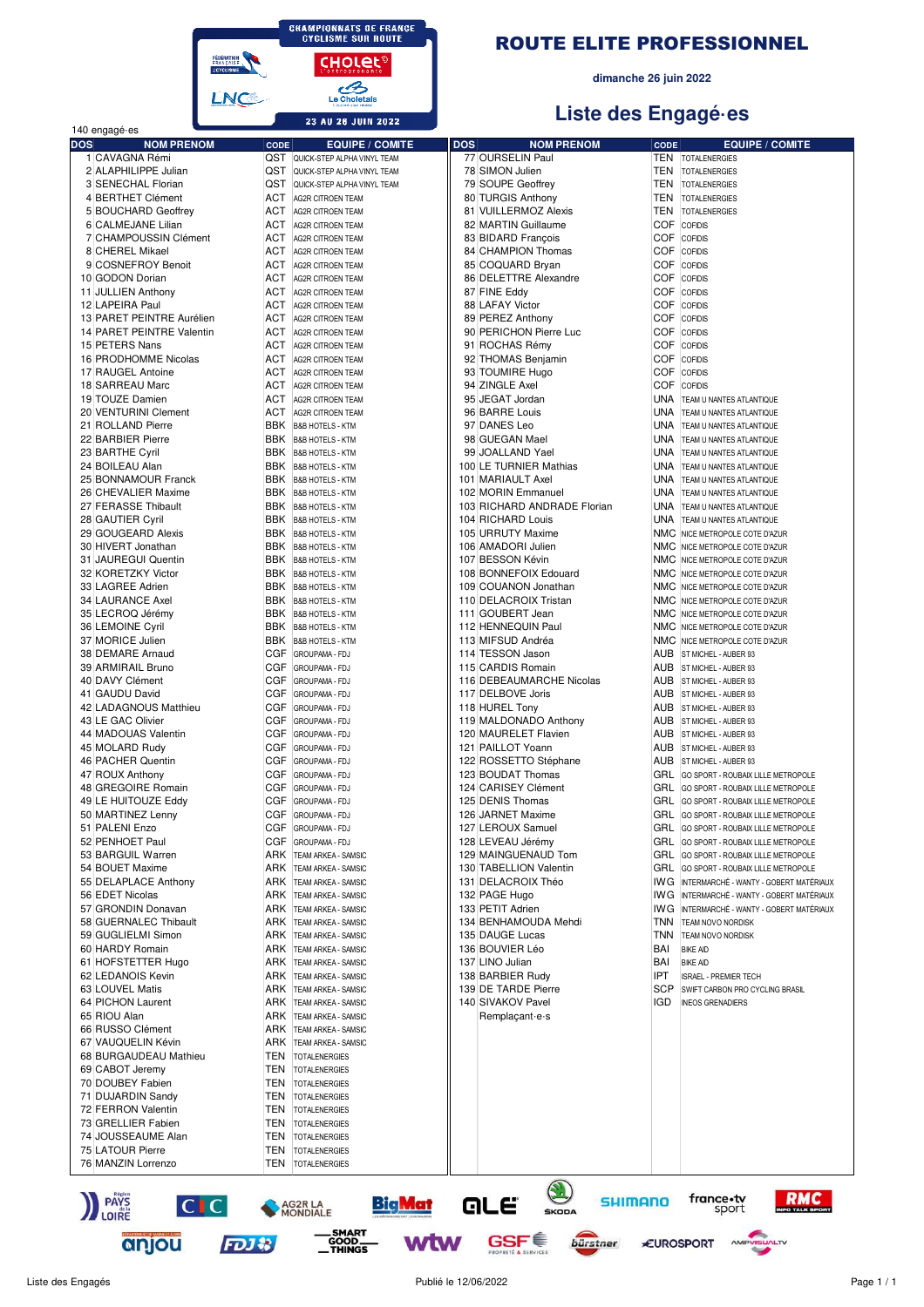CHAMPIONNATS DE FRANCE CYCLISME SUR ROUTE

23 AU 26 JUIN 2022

# ROUTE ELITE PROFESSIONNEL

**dimanche 26 juin 2022**

## Liste des Engagé·es

140 engagé·es

| DOS | NOM PRENOM | CODE | EQUIPE / COMITE |
|---|---|---|---|
| 1 | CAVAGNA Rémi | QST | QUICK-STEP ALPHA VINYL TEAM |
| 2 | ALAPHILIPPE Julian | QST | QUICK-STEP ALPHA VINYL TEAM |
| 3 | SENECHAL Florian | QST | QUICK-STEP ALPHA VINYL TEAM |
| 4 | BERTHET Clément | ACT | AG2R CITROEN TEAM |
| 5 | BOUCHARD Geoffrey | ACT | AG2R CITROEN TEAM |
| 6 | CALMEJANE Lilian | ACT | AG2R CITROEN TEAM |
| 7 | CHAMPOUSSIN Clément | ACT | AG2R CITROEN TEAM |
| 8 | CHEREL Mikael | ACT | AG2R CITROEN TEAM |
| 9 | COSNEFROY Benoit | ACT | AG2R CITROEN TEAM |
| 10 | GODON Dorian | ACT | AG2R CITROEN TEAM |
| 11 | JULLIEN Anthony | ACT | AG2R CITROEN TEAM |
| 12 | LAPEIRA Paul | ACT | AG2R CITROEN TEAM |
| 13 | PARET PEINTRE Aurélien | ACT | AG2R CITROEN TEAM |
| 14 | PARET PEINTRE Valentin | ACT | AG2R CITROEN TEAM |
| 15 | PETERS Nans | ACT | AG2R CITROEN TEAM |
| 16 | PRODHOMME Nicolas | ACT | AG2R CITROEN TEAM |
| 17 | RAUGEL Antoine | ACT | AG2R CITROEN TEAM |
| 18 | SARREAU Marc | ACT | AG2R CITROEN TEAM |
| 19 | TOUZE Damien | ACT | AG2R CITROEN TEAM |
| 20 | VENTURINI Clement | ACT | AG2R CITROEN TEAM |
| 21 | ROLLAND Pierre | BBK | B&B HOTELS - KTM |
| 22 | BARBIER Pierre | BBK | B&B HOTELS - KTM |
| 23 | BARTHE Cyril | BBK | B&B HOTELS - KTM |
| 24 | BOILEAU Alan | BBK | B&B HOTELS - KTM |
| 25 | BONNAMOUR Franck | BBK | B&B HOTELS - KTM |
| 26 | CHEVALIER Maxime | BBK | B&B HOTELS - KTM |
| 27 | FERASSE Thibault | BBK | B&B HOTELS - KTM |
| 28 | GAUTIER Cyril | BBK | B&B HOTELS - KTM |
| 29 | GOUGEARD Alexis | BBK | B&B HOTELS - KTM |
| 30 | HIVERT Jonathan | BBK | B&B HOTELS - KTM |
| 31 | JAUREGUI Quentin | BBK | B&B HOTELS - KTM |
| 32 | KORETZKY Victor | BBK | B&B HOTELS - KTM |
| 33 | LAGREE Adrien | BBK | B&B HOTELS - KTM |
| 34 | LAURANCE Axel | BBK | B&B HOTELS - KTM |
| 35 | LECROQ Jérémy | BBK | B&B HOTELS - KTM |
| 36 | LEMOINE Cyril | BBK | B&B HOTELS - KTM |
| 37 | MORICE Julien | BBK | B&B HOTELS - KTM |
| 38 | DEMARE Arnaud | CGF | GROUPAMA - FDJ |
| 39 | ARMIRAIL Bruno | CGF | GROUPAMA - FDJ |
| 40 | DAVY Clément | CGF | GROUPAMA - FDJ |
| 41 | GAUDU David | CGF | GROUPAMA - FDJ |
| 42 | LADAGNOUS Matthieu | CGF | GROUPAMA - FDJ |
| 43 | LE GAC Olivier | CGF | GROUPAMA - FDJ |
| 44 | MADOUAS Valentin | CGF | GROUPAMA - FDJ |
| 45 | MOLARD Rudy | CGF | GROUPAMA - FDJ |
| 46 | PACHER Quentin | CGF | GROUPAMA - FDJ |
| 47 | ROUX Anthony | CGF | GROUPAMA - FDJ |
| 48 | GREGOIRE Romain | CGF | GROUPAMA - FDJ |
| 49 | LE HUITOUZE Eddy | CGF | GROUPAMA - FDJ |
| 50 | MARTINEZ Lenny | CGF | GROUPAMA - FDJ |
| 51 | PALENI Enzo | CGF | GROUPAMA - FDJ |
| 52 | PENHOET Paul | CGF | GROUPAMA - FDJ |
| 53 | BARGUIL Warren | ARK | TEAM ARKEA - SAMSIC |
| 54 | BOUET Maxime | ARK | TEAM ARKEA - SAMSIC |
| 55 | DELAPLACE Anthony | ARK | TEAM ARKEA - SAMSIC |
| 56 | EDET Nicolas | ARK | TEAM ARKEA - SAMSIC |
| 57 | GRONDIN Donavan | ARK | TEAM ARKEA - SAMSIC |
| 58 | GUERNALEC Thibault | ARK | TEAM ARKEA - SAMSIC |
| 59 | GUGLIELMI Simon | ARK | TEAM ARKEA - SAMSIC |
| 60 | HARDY Romain | ARK | TEAM ARKEA - SAMSIC |
| 61 | HOFSTETTER Hugo | ARK | TEAM ARKEA - SAMSIC |
| 62 | LEDANOIS Kevin | ARK | TEAM ARKEA - SAMSIC |
| 63 | LOUVEL Matis | ARK | TEAM ARKEA - SAMSIC |
| 64 | PICHON Laurent | ARK | TEAM ARKEA - SAMSIC |
| 65 | RIOU Alan | ARK | TEAM ARKEA - SAMSIC |
| 66 | RUSSO Clément | ARK | TEAM ARKEA - SAMSIC |
| 67 | VAUQUELIN Kévin | ARK | TEAM ARKEA - SAMSIC |
| 68 | BURGAUDEAU Mathieu | TEN | TOTALENERGIES |
| 69 | CABOT Jeremy | TEN | TOTALENERGIES |
| 70 | DOUBEY Fabien | TEN | TOTALENERGIES |
| 71 | DUJARDIN Sandy | TEN | TOTALENERGIES |
| 72 | FERRON Valentin | TEN | TOTALENERGIES |
| 73 | GRELLIER Fabien | TEN | TOTALENERGIES |
| 74 | JOUSSEAUME Alan | TEN | TOTALENERGIES |
| 75 | LATOUR Pierre | TEN | TOTALENERGIES |
| 76 | MANZIN Lorrenzo | TEN | TOTALENERGIES |
| 77 | OURSELIN Paul | TEN | TOTALENERGIES |
| 78 | SIMON Julien | TEN | TOTALENERGIES |
| 79 | SOUPE Geoffrey | TEN | TOTALENERGIES |
| 80 | TURGIS Anthony | TEN | TOTALENERGIES |
| 81 | VUILLERMOZ Alexis | TEN | TOTALENERGIES |
| 82 | MARTIN Guillaume | COF | COFIDIS |
| 83 | BIDARD François | COF | COFIDIS |
| 84 | CHAMPION Thomas | COF | COFIDIS |
| 85 | COQUARD Bryan | COF | COFIDIS |
| 86 | DELETTRE Alexandre | COF | COFIDIS |
| 87 | FINE Eddy | COF | COFIDIS |
| 88 | LAFAY Victor | COF | COFIDIS |
| 89 | PEREZ Anthony | COF | COFIDIS |
| 90 | PERICHON Pierre Luc | COF | COFIDIS |
| 91 | ROCHAS Rémy | COF | COFIDIS |
| 92 | THOMAS Benjamin | COF | COFIDIS |
| 93 | TOUMIRE Hugo | COF | COFIDIS |
| 94 | ZINGLE Axel | COF | COFIDIS |
| 95 | JEGAT Jordan | UNA | TEAM U NANTES ATLANTIQUE |
| 96 | BARRE Louis | UNA | TEAM U NANTES ATLANTIQUE |
| 97 | DANES Leo | UNA | TEAM U NANTES ATLANTIQUE |
| 98 | GUEGAN Mael | UNA | TEAM U NANTES ATLANTIQUE |
| 99 | JOALLAND Yael | UNA | TEAM U NANTES ATLANTIQUE |
| 100 | LE TURNIER Mathias | UNA | TEAM U NANTES ATLANTIQUE |
| 101 | MARIAULT Axel | UNA | TEAM U NANTES ATLANTIQUE |
| 102 | MORIN Emmanuel | UNA | TEAM U NANTES ATLANTIQUE |
| 103 | RICHARD ANDRADE Florian | UNA | TEAM U NANTES ATLANTIQUE |
| 104 | RICHARD Louis | UNA | TEAM U NANTES ATLANTIQUE |
| 105 | URRUTY Maxime | NMC | NICE METROPOLE COTE D'AZUR |
| 106 | AMADORI Julien | NMC | NICE METROPOLE COTE D'AZUR |
| 107 | BESSON Kévin | NMC | NICE METROPOLE COTE D'AZUR |
| 108 | BONNEFOIX Edouard | NMC | NICE METROPOLE COTE D'AZUR |
| 109 | COUANON Jonathan | NMC | NICE METROPOLE COTE D'AZUR |
| 110 | DELACROIX Tristan | NMC | NICE METROPOLE COTE D'AZUR |
| 111 | GOUBERT Jean | NMC | NICE METROPOLE COTE D'AZUR |
| 112 | HENNEQUIN Paul | NMC | NICE METROPOLE COTE D'AZUR |
| 113 | MIFSUD Andréa | NMC | NICE METROPOLE COTE D'AZUR |
| 114 | TESSON Jason | AUB | ST MICHEL - AUBER 93 |
| 115 | CARDIS Romain | AUB | ST MICHEL - AUBER 93 |
| 116 | DEBEAUMARCHE Nicolas | AUB | ST MICHEL - AUBER 93 |
| 117 | DELBOVE Joris | AUB | ST MICHEL - AUBER 93 |
| 118 | HUREL Tony | AUB | ST MICHEL - AUBER 93 |
| 119 | MALDONADO Anthony | AUB | ST MICHEL - AUBER 93 |
| 120 | MAURELET Flavien | AUB | ST MICHEL - AUBER 93 |
| 121 | PAILLOT Yoann | AUB | ST MICHEL - AUBER 93 |
| 122 | ROSSETTO Stéphane | AUB | ST MICHEL - AUBER 93 |
| 123 | BOUDAT Thomas | GRL | GO SPORT - ROUBAIX LILLE METROPOLE |
| 124 | CARISEY Clément | GRL | GO SPORT - ROUBAIX LILLE METROPOLE |
| 125 | DENIS Thomas | GRL | GO SPORT - ROUBAIX LILLE METROPOLE |
| 126 | JARNET Maxime | GRL | GO SPORT - ROUBAIX LILLE METROPOLE |
| 127 | LEROUX Samuel | GRL | GO SPORT - ROUBAIX LILLE METROPOLE |
| 128 | LEVEAU Jérémy | GRL | GO SPORT - ROUBAIX LILLE METROPOLE |
| 129 | MAINGUENAUD Tom | GRL | GO SPORT - ROUBAIX LILLE METROPOLE |
| 130 | TABELLION Valentin | GRL | GO SPORT - ROUBAIX LILLE METROPOLE |
| 131 | DELACROIX Théo | IWG | INTERMARCHÉ - WANTY - GOBERT MATÉRIAUX |
| 132 | PAGE Hugo | IWG | INTERMARCHÉ - WANTY - GOBERT MATÉRIAUX |
| 133 | PETIT Adrien | IWG | INTERMARCHÉ - WANTY - GOBERT MATÉRIAUX |
| 134 | BENHAMOUDA Mehdi | TNN | TEAM NOVO NORDISK |
| 135 | DAUGE Lucas | TNN | TEAM NOVO NORDISK |
| 136 | BOUVIER Léo | BAI | BIKE AID |
| 137 | LINO Julian | BAI | BIKE AID |
| 138 | BARBIER Rudy | IPT | ISRAEL - PREMIER TECH |
| 139 | DE TARDE Pierre | SCP | SWIFT CARBON PRO CYCLING BRASIL |
| 140 | SIVAKOV Pavel | IGD | INEOS GRENADIERS |
| | Remplaçant·e·s | | |

Liste des Engagés

Publié le 12/06/2022